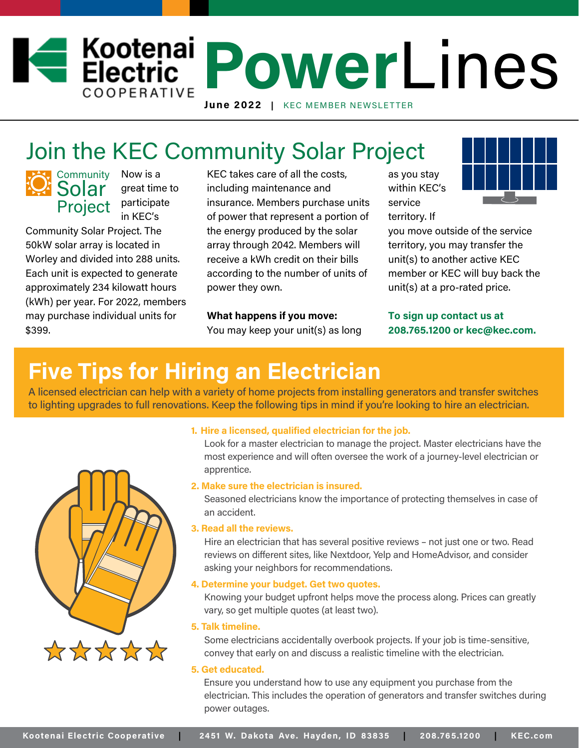# Kootenai Electric Cooperative PowerLines

**June 2022** | KEC MEMBER NEWSLETTER

## Join the KEC Community Solar Project

Community Solar Project

Now is a great time to participate in KEC's Community Solar Project. The 50kW solar array is located in Worley and divided into 288 units. Each unit is expected to generate approximately 234 kilowatt hours (kWh) per year. For 2022, members may purchase individual units for $399.

KEC takes care of all the costs, including maintenance and insurance. Members purchase units of power that represent a portion of the energy produced by the solar array through 2042. Members will receive a kWh credit on their bills according to the number of units of power they own.

**What happens if you move:**
You may keep your unit(s) as long as you stay within KEC's service territory. If you move outside of the service territory, you may transfer the unit(s) to another active KEC member or KEC will buy back the unit(s) at a pro-rated price.

**To sign up contact us at 208.765.1200 or kec@kec.com.**

## Five Tips for Hiring an Electrician

A licensed electrician can help with a variety of home projects from installing generators and transfer switches to lighting upgrades to full renovations. Keep the following tips in mind if you're looking to hire an electrician.

1. **Hire a licensed, qualified electrician for the job.**
   Look for a master electrician to manage the project. Master electricians have the most experience and will often oversee the work of a journey-level electrician or apprentice.
2. **Make sure the electrician is insured.**
   Seasoned electricians know the importance of protecting themselves in case of an accident.
3. **Read all the reviews.**
   Hire an electrician that has several positive reviews – not just one or two. Read reviews on different sites, like Nextdoor, Yelp and HomeAdvisor, and consider asking your neighbors for recommendations.
4. **Determine your budget. Get two quotes.**
   Knowing your budget upfront helps move the process along. Prices can greatly vary, so get multiple quotes (at least two).
5. **Talk timeline.**
   Some electricians accidentally overbook projects. If your job is time-sensitive, convey that early on and discuss a realistic timeline with the electrician.
5. **Get educated.**
   Ensure you understand how to use any equipment you purchase from the electrician. This includes the operation of generators and transfer switches during power outages.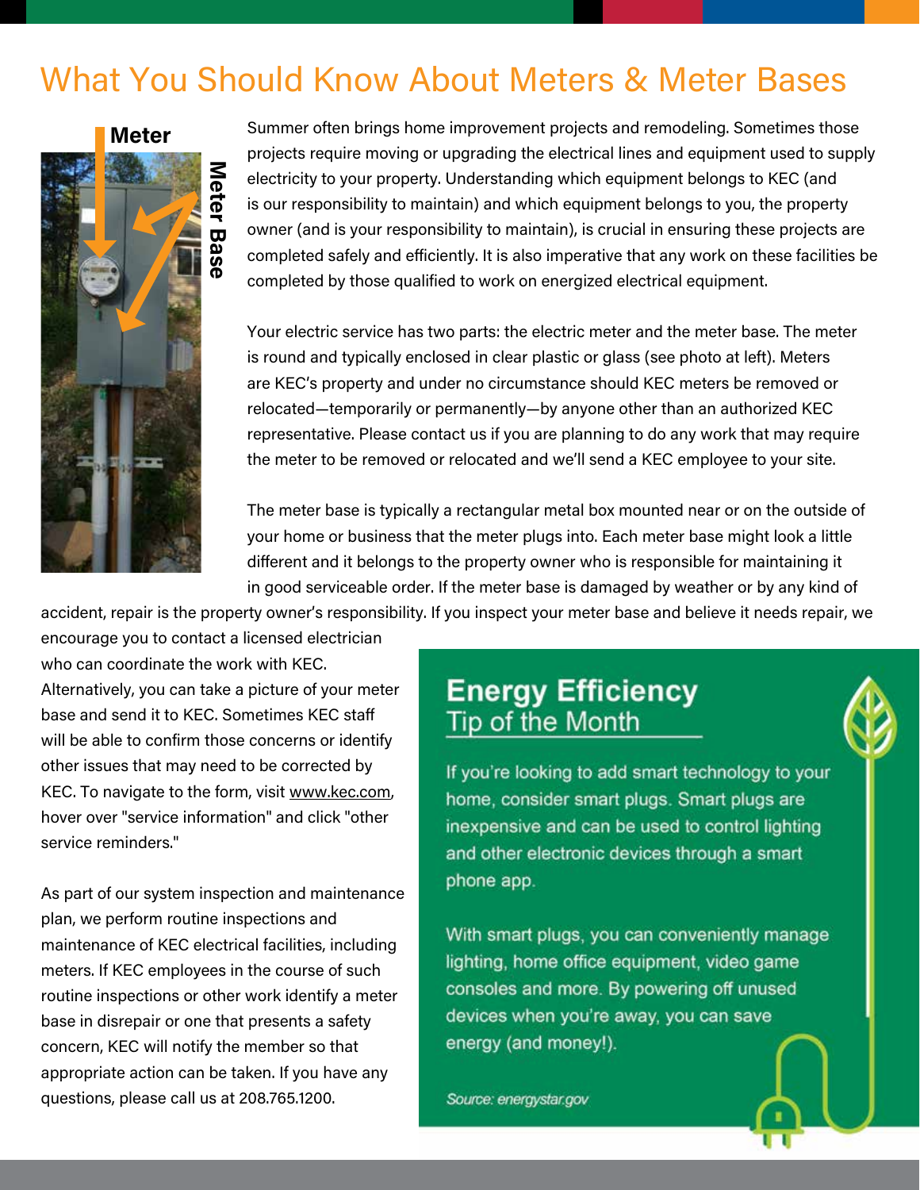# What You Should Know About Meters & Meter Bases

Meter

Meter Base

Summer often brings home improvement projects and remodeling. Sometimes those projects require moving or upgrading the electrical lines and equipment used to supply electricity to your property. Understanding which equipment belongs to KEC (and is our responsibility to maintain) and which equipment belongs to you, the property owner (and is your responsibility to maintain), is crucial in ensuring these projects are completed safely and efficiently. It is also imperative that any work on these facilities be completed by those qualified to work on energized electrical equipment.

Your electric service has two parts: the electric meter and the meter base. The meter is round and typically enclosed in clear plastic or glass (see photo at left). Meters are KEC's property and under no circumstance should KEC meters be removed or relocated—temporarily or permanently—by anyone other than an authorized KEC representative. Please contact us if you are planning to do any work that may require the meter to be removed or relocated and we'll send a KEC employee to your site.

The meter base is typically a rectangular metal box mounted near or on the outside of your home or business that the meter plugs into. Each meter base might look a little different and it belongs to the property owner who is responsible for maintaining it in good serviceable order. If the meter base is damaged by weather or by any kind of accident, repair is the property owner's responsibility. If you inspect your meter base and believe it needs repair, we encourage you to contact a licensed electrician who can coordinate the work with KEC. Alternatively, you can take a picture of your meter base and send it to KEC. Sometimes KEC staff will be able to confirm those concerns or identify other issues that may need to be corrected by KEC. To navigate to the form, visit www.kec.com, hover over "service information" and click "other service reminders."

As part of our system inspection and maintenance plan, we perform routine inspections and maintenance of KEC electrical facilities, including meters. If KEC employees in the course of such routine inspections or other work identify a meter base in disrepair or one that presents a safety concern, KEC will notify the member so that appropriate action can be taken. If you have any questions, please call us at 208.765.1200.

## Energy Efficiency Tip of the Month

If you're looking to add smart technology to your home, consider smart plugs. Smart plugs are inexpensive and can be used to control lighting and other electronic devices through a smart phone app.

With smart plugs, you can conveniently manage lighting, home office equipment, video game consoles and more. By powering off unused devices when you're away, you can save energy (and money!).

*Source: energystar.gov*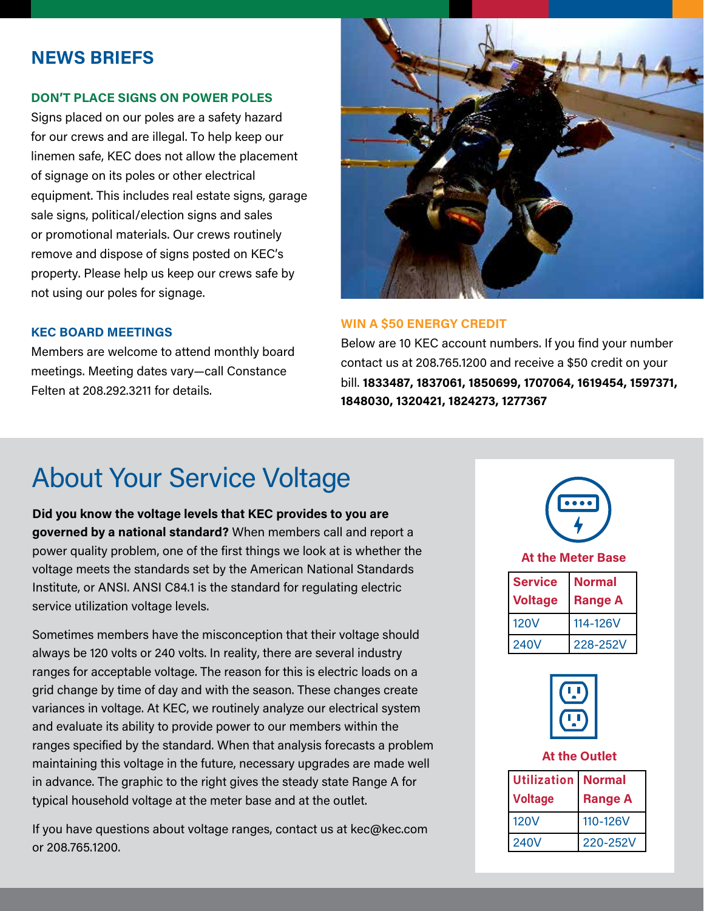## NEWS BRIEFS

### DON'T PLACE SIGNS ON POWER POLES

Signs placed on our poles are a safety hazard for our crews and are illegal. To help keep our linemen safe, KEC does not allow the placement of signage on its poles or other electrical equipment. This includes real estate signs, garage sale signs, political/election signs and sales or promotional materials. Our crews routinely remove and dispose of signs posted on KEC's property. Please help us keep our crews safe by not using our poles for signage.

### KEC BOARD MEETINGS

Members are welcome to attend monthly board meetings. Meeting dates vary—call Constance Felten at 208.292.3211 for details.

### WIN A $50 ENERGY CREDIT

Below are 10 KEC account numbers. If you find your number contact us at 208.765.1200 and receive a $50 credit on your bill. **1833487, 1837061, 1850699, 1707064, 1619454, 1597371, 1848030, 1320421, 1824273, 1277367**

# About Your Service Voltage

**Did you know the voltage levels that KEC provides to you are governed by a national standard?** When members call and report a power quality problem, one of the first things we look at is whether the voltage meets the standards set by the American National Standards Institute, or ANSI. ANSI C84.1 is the standard for regulating electric service utilization voltage levels.

Sometimes members have the misconception that their voltage should always be 120 volts or 240 volts. In reality, there are several industry ranges for acceptable voltage. The reason for this is electric loads on a grid change by time of day and with the season. These changes create variances in voltage. At KEC, we routinely analyze our electrical system and evaluate its ability to provide power to our members within the ranges specified by the standard. When that analysis forecasts a problem maintaining this voltage in the future, necessary upgrades are made well in advance. The graphic to the right gives the steady state Range A for typical household voltage at the meter base and at the outlet.

If you have questions about voltage ranges, contact us at kec@kec.com or 208.765.1200.

**At the Meter Base**

| Service Voltage | Normal Range A |
|---|---|
| 120V | 114-126V |
| 240V | 228-252V |

**At the Outlet**

| Utilization Voltage | Normal Range A |
|---|---|
| 120V | 110-126V |
| 240V | 220-252V |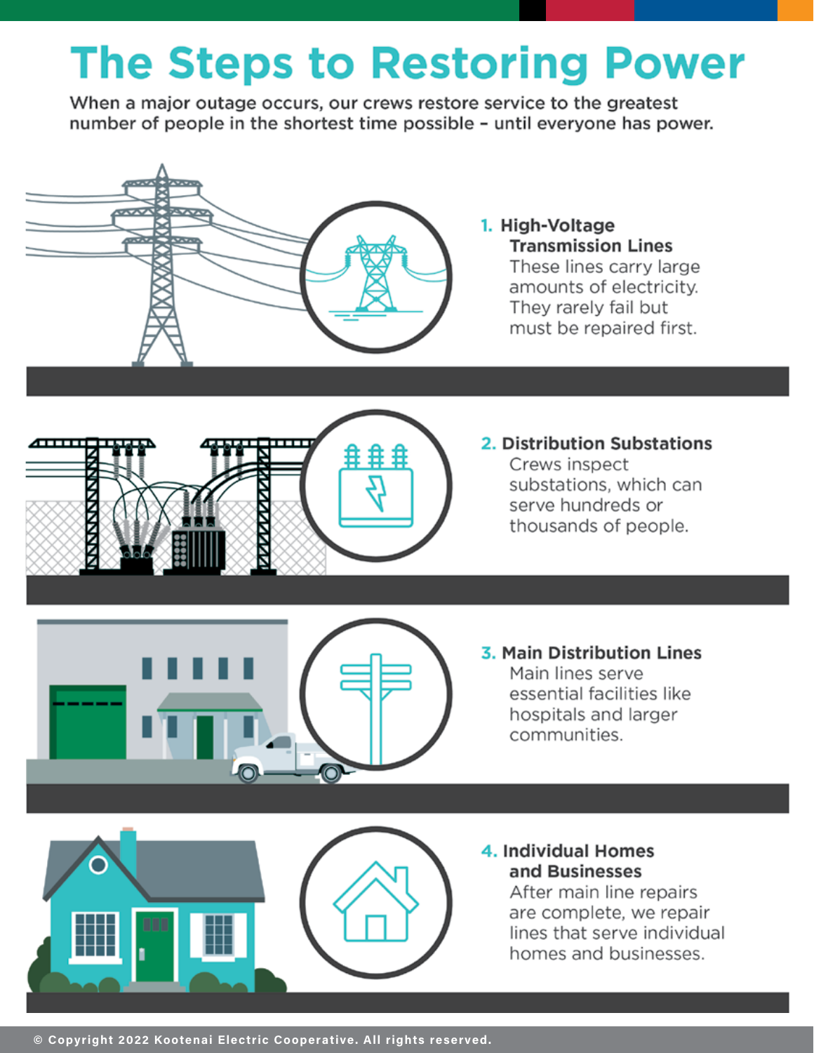# The Steps to Restoring Power

When a major outage occurs, our crews restore service to the greatest number of people in the shortest time possible – until everyone has power.

1. **High-Voltage Transmission Lines**
   These lines carry large amounts of electricity. They rarely fail but must be repaired first.

2. **Distribution Substations**
   Crews inspect substations, which can serve hundreds or thousands of people.

3. **Main Distribution Lines**
   Main lines serve essential facilities like hospitals and larger communities.

4. **Individual Homes and Businesses**
   After main line repairs are complete, we repair lines that serve individual homes and businesses.

© Copyright 2022 Kootenai Electric Cooperative. All rights reserved.